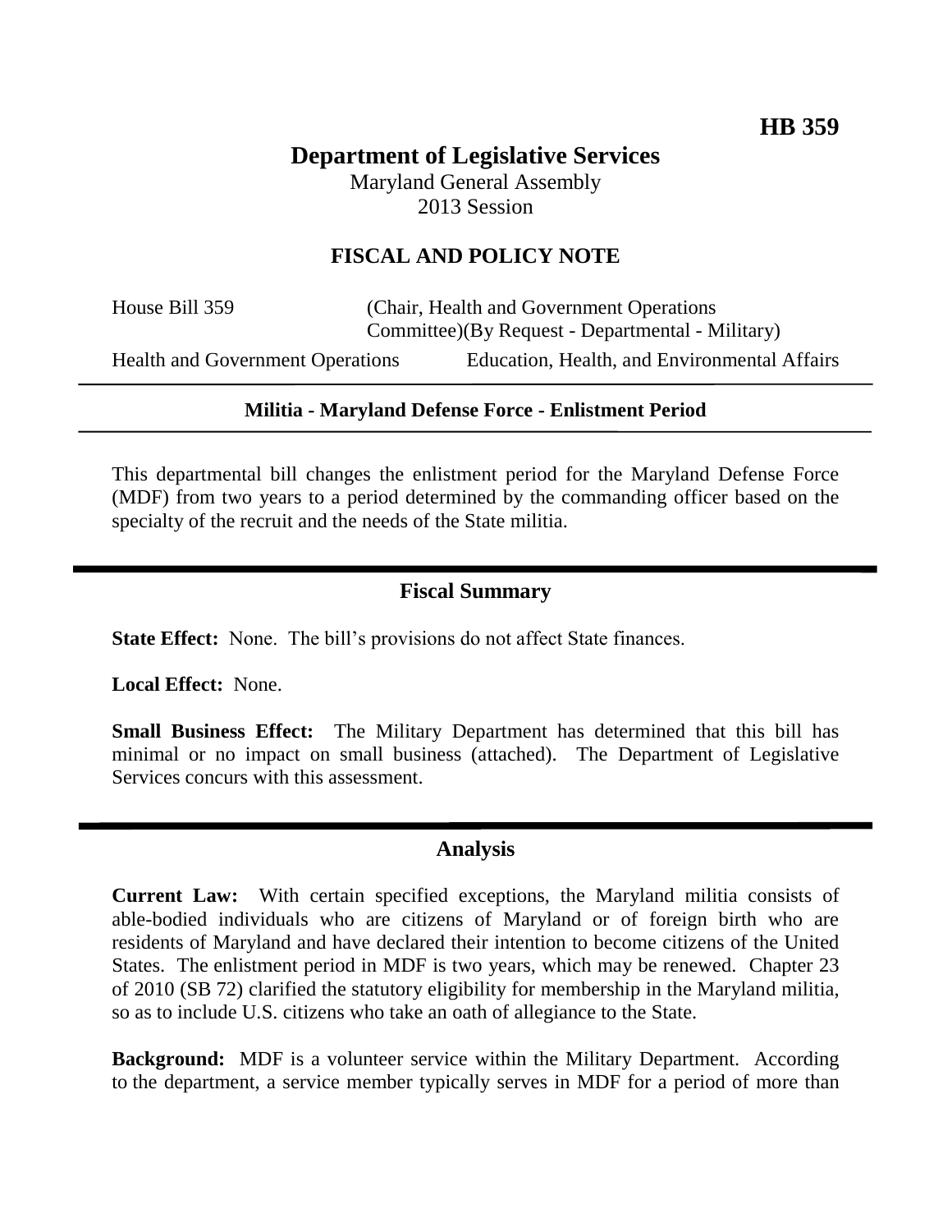**HB 359**

# Department of Legislative Services

Maryland General Assembly
2013 Session

## FISCAL AND POLICY NOTE

House Bill 359 (Chair, Health and Government Operations Committee)(By Request - Departmental - Military)

Health and Government Operations — Education, Health, and Environmental Affairs

**Militia - Maryland Defense Force - Enlistment Period**

This departmental bill changes the enlistment period for the Maryland Defense Force (MDF) from two years to a period determined by the commanding officer based on the specialty of the recruit and the needs of the State militia.

## Fiscal Summary

**State Effect:** None. The bill's provisions do not affect State finances.

**Local Effect:** None.

**Small Business Effect:** The Military Department has determined that this bill has minimal or no impact on small business (attached). The Department of Legislative Services concurs with this assessment.

## Analysis

**Current Law:** With certain specified exceptions, the Maryland militia consists of able-bodied individuals who are citizens of Maryland or of foreign birth who are residents of Maryland and have declared their intention to become citizens of the United States. The enlistment period in MDF is two years, which may be renewed. Chapter 23 of 2010 (SB 72) clarified the statutory eligibility for membership in the Maryland militia, so as to include U.S. citizens who take an oath of allegiance to the State.

**Background:** MDF is a volunteer service within the Military Department. According to the department, a service member typically serves in MDF for a period of more than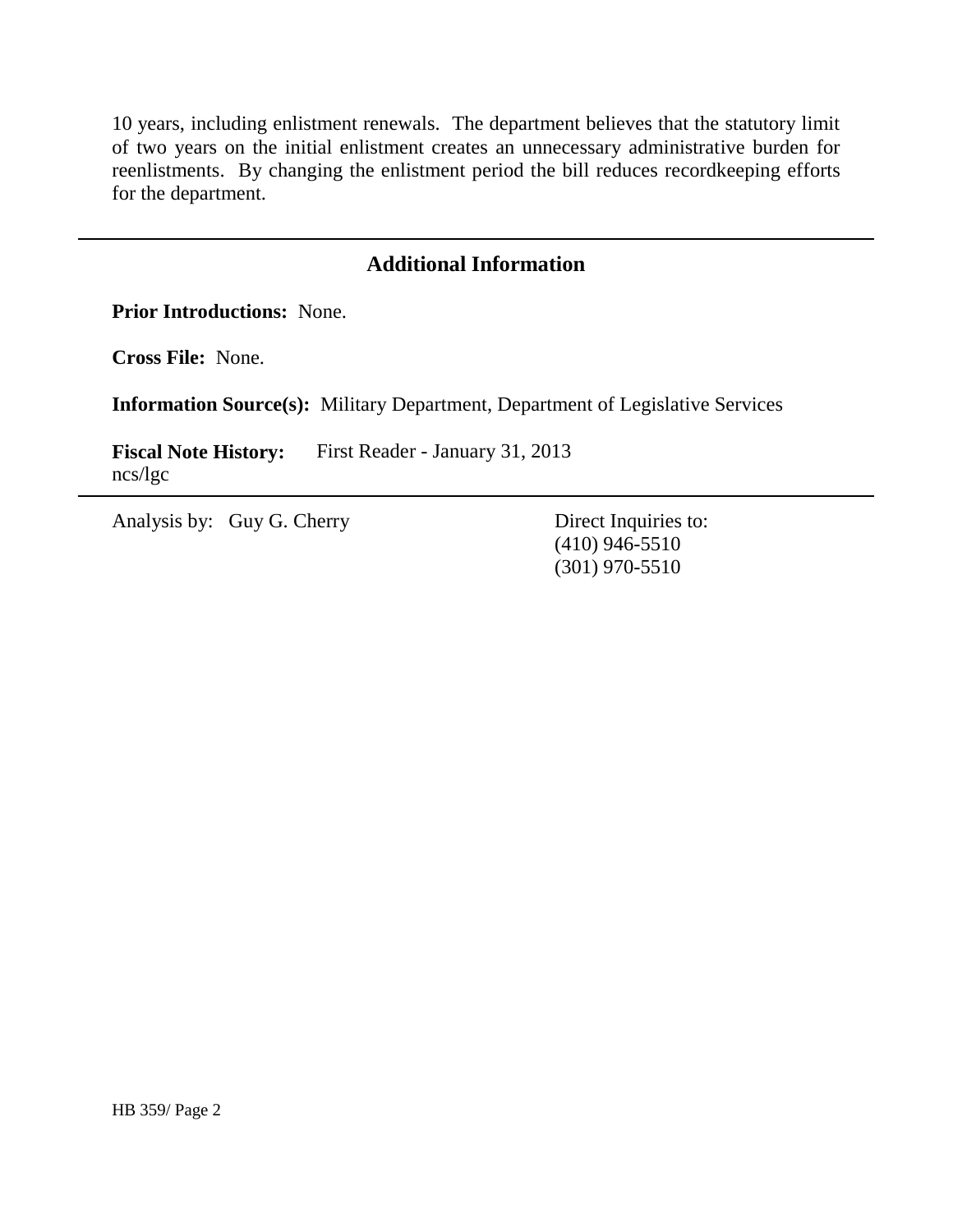10 years, including enlistment renewals. The department believes that the statutory limit of two years on the initial enlistment creates an unnecessary administrative burden for reenlistments. By changing the enlistment period the bill reduces recordkeeping efforts for the department.

---

## Additional Information

**Prior Introductions:** None.

**Cross File:** None.

**Information Source(s):** Military Department, Department of Legislative Services

**Fiscal Note History:** First Reader - January 31, 2013
ncs/lgc

---

Analysis by: Guy G. Cherry

Direct Inquiries to:
(410) 946-5510
(301) 970-5510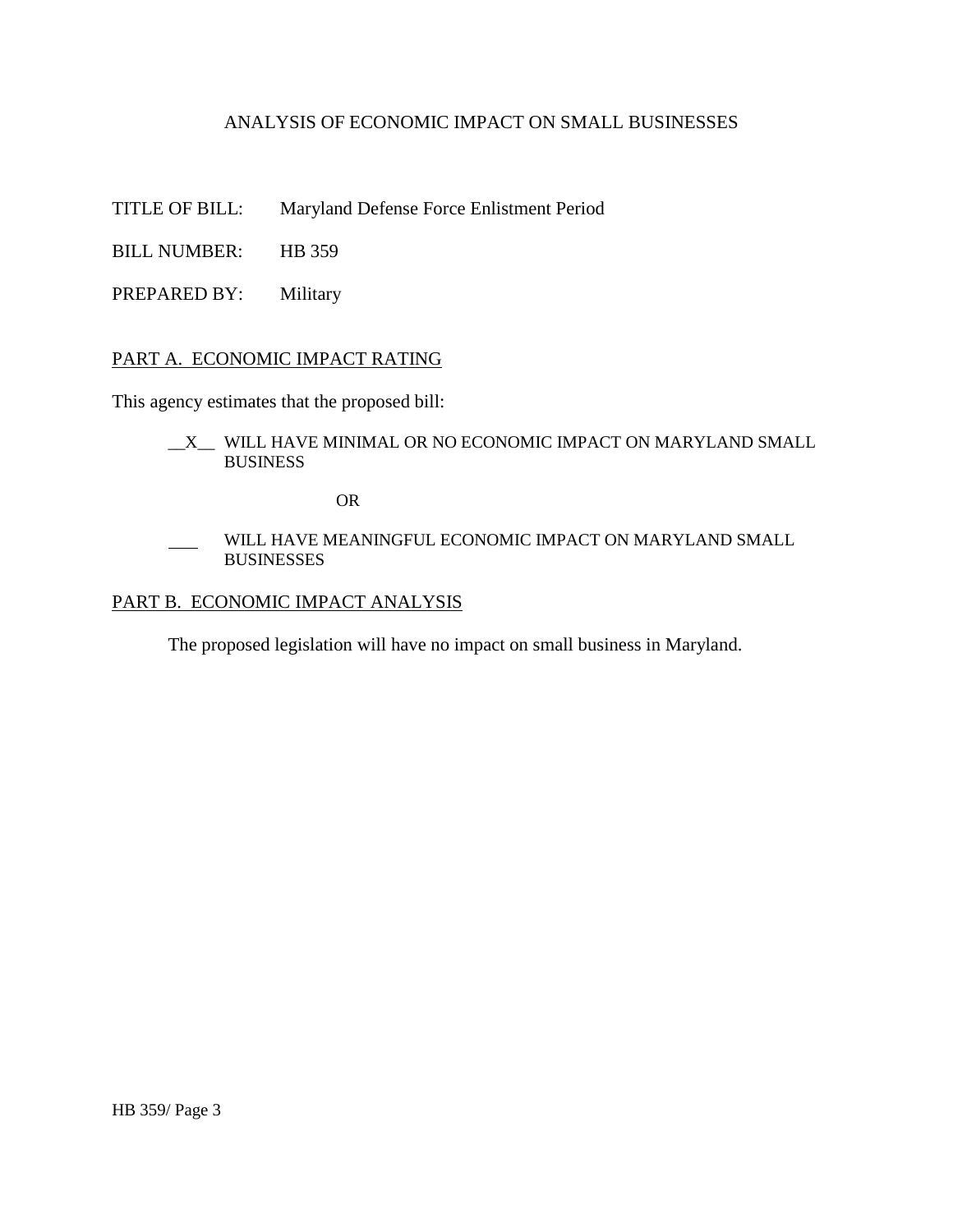# ANALYSIS OF ECONOMIC IMPACT ON SMALL BUSINESSES

TITLE OF BILL: Maryland Defense Force Enlistment Period

BILL NUMBER: HB 359

PREPARED BY: Military

## PART A. ECONOMIC IMPACT RATING

This agency estimates that the proposed bill:

__X__ WILL HAVE MINIMAL OR NO ECONOMIC IMPACT ON MARYLAND SMALL BUSINESS

OR

___ WILL HAVE MEANINGFUL ECONOMIC IMPACT ON MARYLAND SMALL BUSINESSES

## PART B. ECONOMIC IMPACT ANALYSIS

The proposed legislation will have no impact on small business in Maryland.